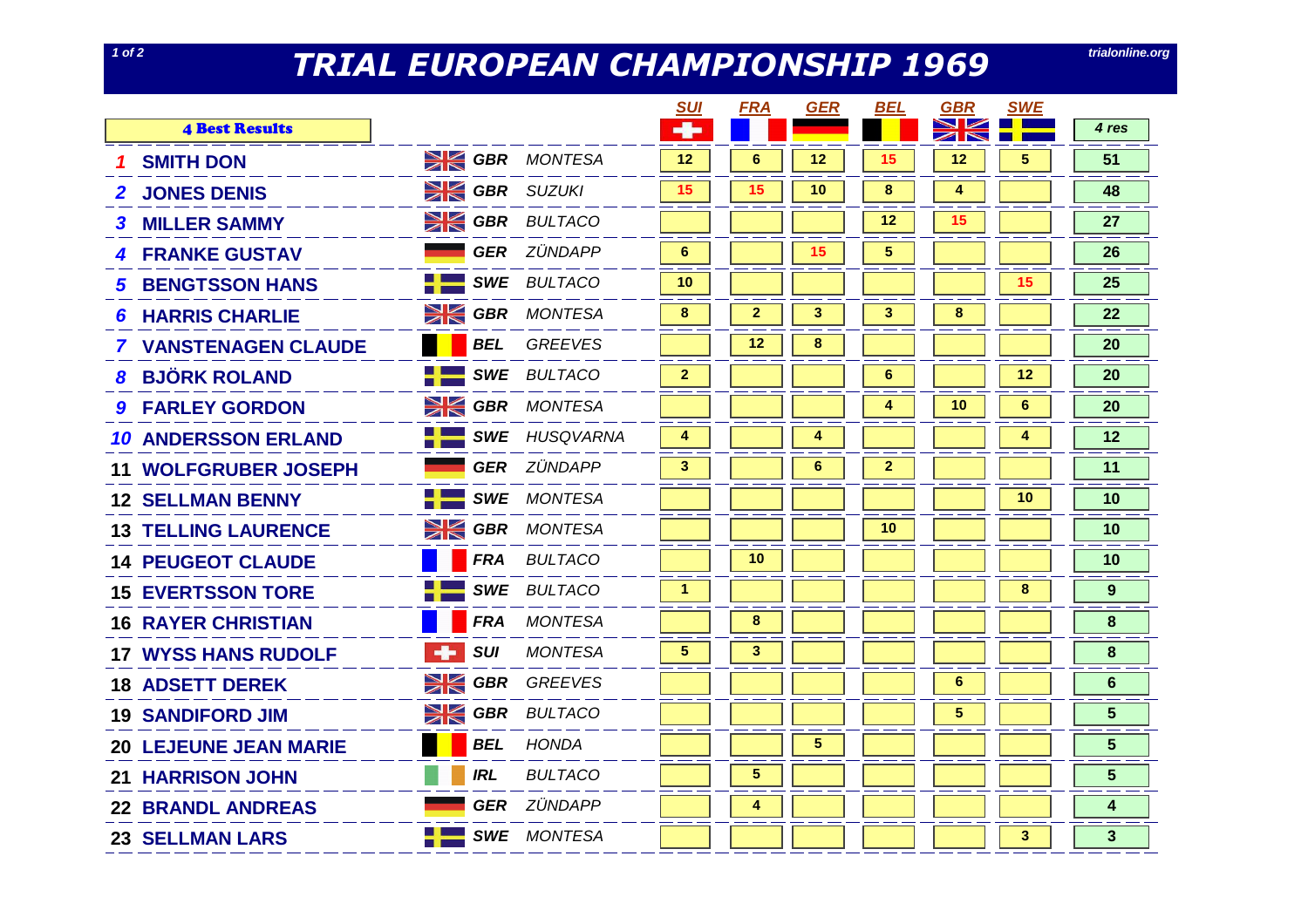# TRIAL EUROPEAN CHAMPIONSHIP 1969

| 4 Best Results | | | | SUI | FRA | GER | BEL | GBR | SWE | 4 res |
|---|---|---|---|---|---|---|---|---|---|---|
| 1 | SMITH DON | GBR | MONTESA | 12 | 6 | 12 | 15 | 12 | 5 | 51 |
| 2 | JONES DENIS | GBR | SUZUKI | 15 | 15 | 10 | 8 | 4 | | 48 |
| 3 | MILLER SAMMY | GBR | BULTACO | | | | 12 | 15 | | 27 |
| 4 | FRANKE GUSTAV | GER | ZÜNDAPP | 6 | | 15 | 5 | | | 26 |
| 5 | BENGTSSON HANS | SWE | BULTACO | 10 | | | | | 15 | 25 |
| 6 | HARRIS CHARLIE | GBR | MONTESA | 8 | 2 | 3 | 3 | 8 | | 22 |
| 7 | VANSTENAGEN CLAUDE | BEL | GREEVES | | 12 | 8 | | | | 20 |
| 8 | BJÖRK ROLAND | SWE | BULTACO | 2 | | | 6 | | 12 | 20 |
| 9 | FARLEY GORDON | GBR | MONTESA | | | | 4 | 10 | 6 | 20 |
| 10 | ANDERSSON ERLAND | SWE | HUSQVARNA | 4 | | 4 | | | 4 | 12 |
| 11 | WOLFGRUBER JOSEPH | GER | ZÜNDAPP | 3 | | 6 | 2 | | | 11 |
| 12 | SELLMAN BENNY | SWE | MONTESA | | | | | | 10 | 10 |
| 13 | TELLING LAURENCE | GBR | MONTESA | | | | 10 | | | 10 |
| 14 | PEUGEOT CLAUDE | FRA | BULTACO | | 10 | | | | | 10 |
| 15 | EVERTSSON TORE | SWE | BULTACO | 1 | | | | | 8 | 9 |
| 16 | RAYER CHRISTIAN | FRA | MONTESA | | 8 | | | | | 8 |
| 17 | WYSS HANS RUDOLF | SUI | MONTESA | 5 | 3 | | | | | 8 |
| 18 | ADSETT DEREK | GBR | GREEVES | | | | | 6 | | 6 |
| 19 | SANDIFORD JIM | GBR | BULTACO | | | | | 5 | | 5 |
| 20 | LEJEUNE JEAN MARIE | BEL | HONDA | | | 5 | | | | 5 |
| 21 | HARRISON JOHN | IRL | BULTACO | | 5 | | | | | 5 |
| 22 | BRANDL ANDREAS | GER | ZÜNDAPP | | 4 | | | | | 4 |
| 23 | SELLMAN LARS | SWE | MONTESA | | | | | | 3 | 3 |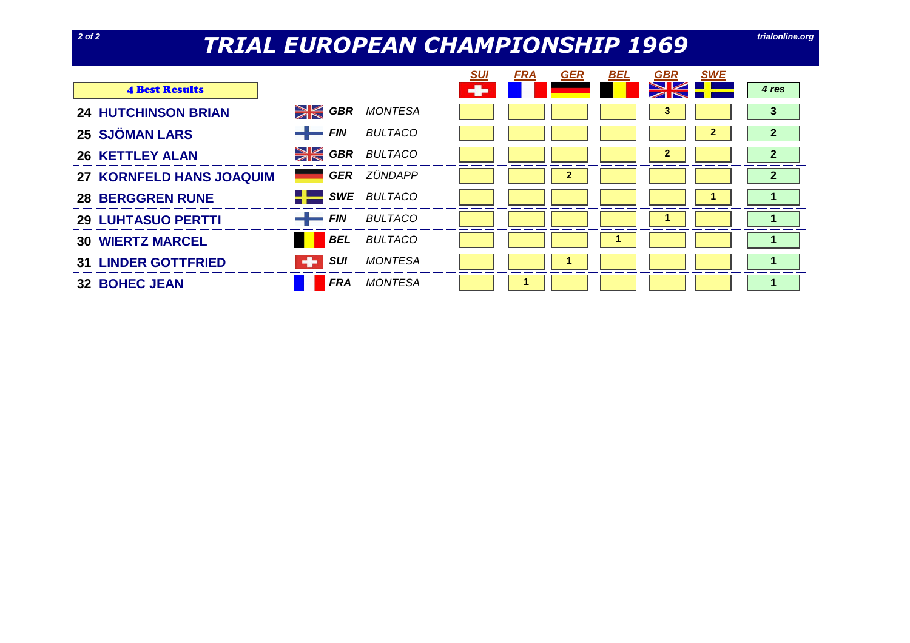# TRIAL EUROPEAN CHAMPIONSHIP 1969

| 4 Best Results | | | SUI | FRA | GER | BEL | GBR | SWE | 4 res |
|---|---|---|---|---|---|---|---|---|---|
| 24 HUTCHINSON BRIAN | GBR | MONTESA | | | | | 3 | | 3 |
| 25 SJÖMAN LARS | FIN | BULTACO | | | | | | 2 | 2 |
| 26 KETTLEY ALAN | GBR | BULTACO | | | | | 2 | | 2 |
| 27 KORNFELD HANS JOAQUIM | GER | ZÜNDAPP | | | 2 | | | | 2 |
| 28 BERGGREN RUNE | SWE | BULTACO | | | | | | 1 | 1 |
| 29 LUHTASUO PERTTI | FIN | BULTACO | | | | | 1 | | 1 |
| 30 WIERTZ MARCEL | BEL | BULTACO | | | | 1 | | | 1 |
| 31 LINDER GOTTFRIED | SUI | MONTESA | | | 1 | | | | 1 |
| 32 BOHEC JEAN | FRA | MONTESA | | 1 | | | | | 1 |